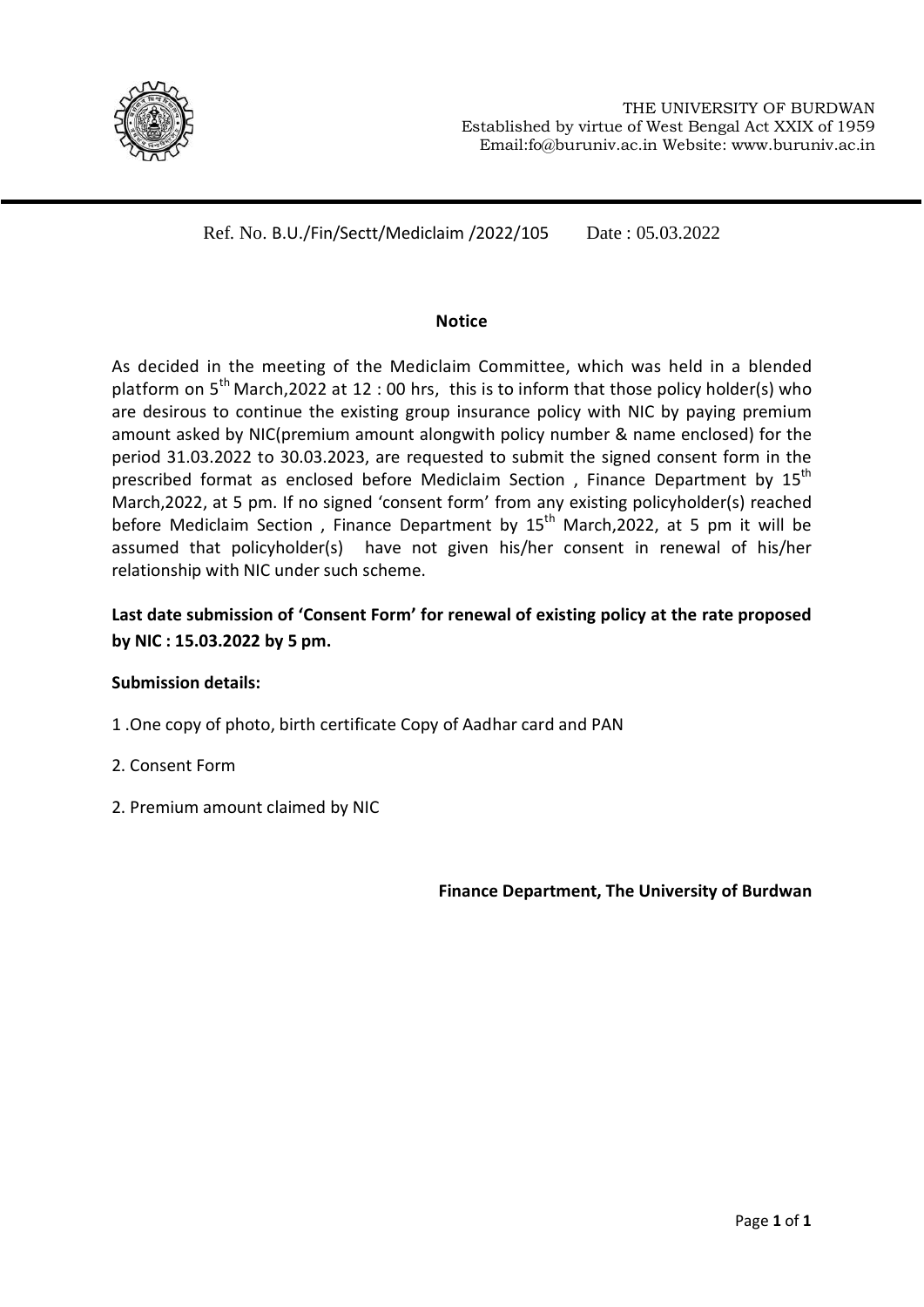THE UNIVERSITY OF BURDWAN
Established by virtue of West Bengal Act XXIX of 1959
Email:fo@buruniv.ac.in Website: www.buruniv.ac.in

Ref. No. B.U./Fin/Sectt/Mediclaim /2022/105 Date : 05.03.2022

## Notice

As decided in the meeting of the Mediclaim Committee, which was held in a blended platform on 5th March,2022 at 12 : 00 hrs, this is to inform that those policy holder(s) who are desirous to continue the existing group insurance policy with NIC by paying premium amount asked by NIC(premium amount alongwith policy number & name enclosed) for the period 31.03.2022 to 30.03.2023, are requested to submit the signed consent form in the prescribed format as enclosed before Mediclaim Section , Finance Department by 15th March,2022, at 5 pm. If no signed 'consent form' from any existing policyholder(s) reached before Mediclaim Section , Finance Department by 15th March,2022, at 5 pm it will be assumed that policyholder(s) have not given his/her consent in renewal of his/her relationship with NIC under such scheme.

**Last date submission of 'Consent Form' for renewal of existing policy at the rate proposed by NIC : 15.03.2022 by 5 pm.**

**Submission details:**

1 .One copy of photo, birth certificate Copy of Aadhar card and PAN

2. Consent Form

2. Premium amount claimed by NIC

**Finance Department, The University of Burdwan**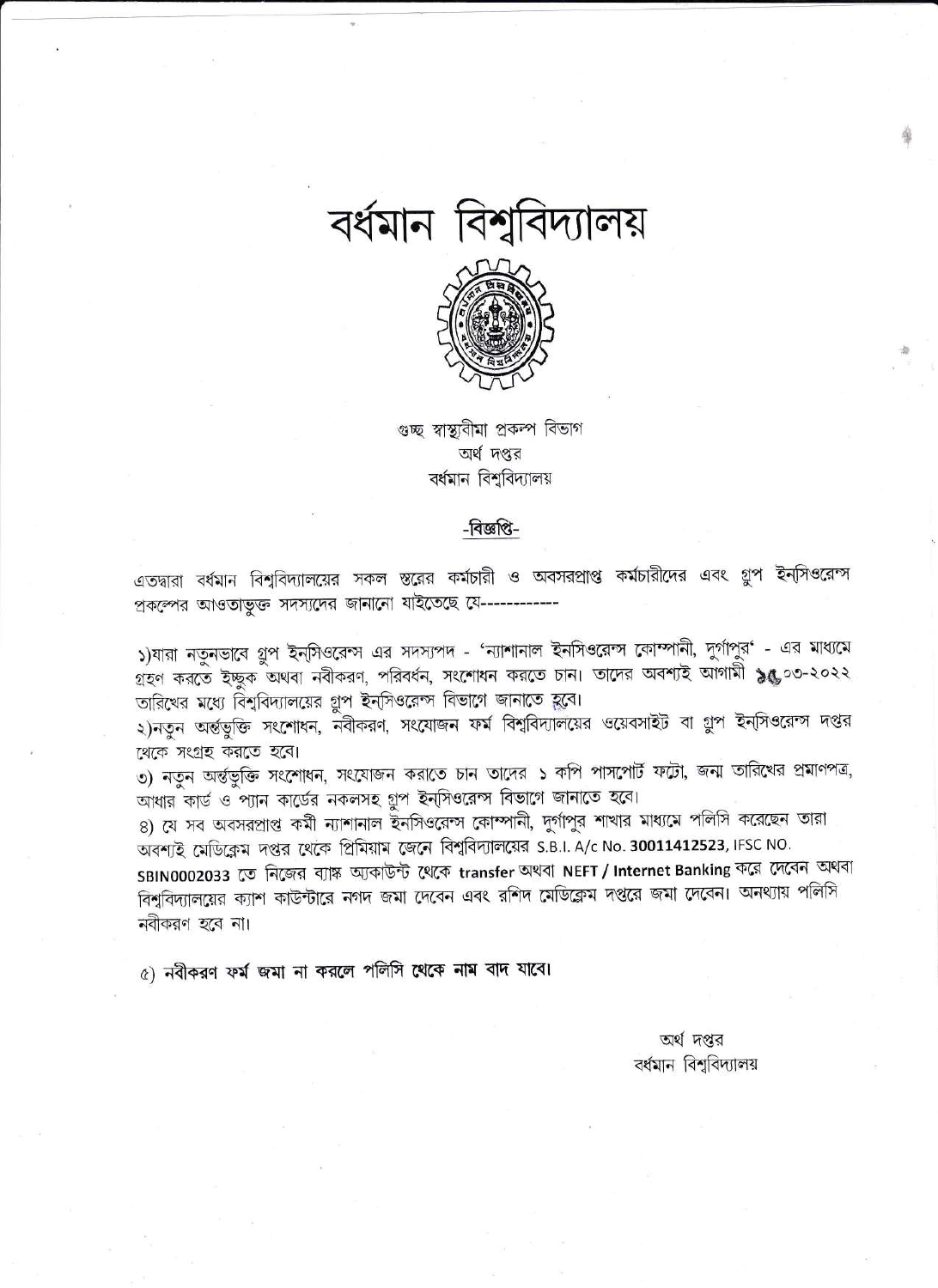# বর্ধমান বিশ্ববিদ্যালয়

গুচ্ছ স্বাস্থ্যবীমা প্রকল্প বিভাগ
অর্থ দপ্তর
বর্ধমান বিশ্ববিদ্যালয়

## -বিজ্ঞপ্তি-

এতদ্বারা বর্ধমান বিশ্ববিদ্যালয়ের সকল স্তরের কর্মচারী ও অবসরপ্রাপ্ত কর্মচারীদের এবং গ্রুপ ইনসিওরেন্স প্রকল্পের আওতাভুক্ত সদস্যদের জানানো যাইতেছে যে------------

১)যারা নতুনভাবে গ্রুপ ইনসিওরেন্স এর সদস্যপদ - 'ন্যাশানাল ইনসিওরেন্স কোম্পানী, দুর্গাপুর' - এর মাধ্যমে গ্রহণ করতে ইচ্ছুক অথবা নবীকরণ, পরিবর্ধন, সংশোধন করতে চান। তাদের অবশ্যই আগামী ১৫.০৩-২০২২ তারিখের মধ্যে বিশ্ববিদ্যালয়ের গ্রুপ ইন্সিওরেন্স বিভাগে জানাতে হবে।

২)নতুন অর্ন্তভুক্তি সংশোধন, নবীকরণ, সংযোজন ফর্ম বিশ্ববিদ্যালয়ের ওয়েবসাইট বা গ্রুপ ইন্সিওরেন্স দপ্তর থেকে সংগ্রহ করতে হবে।

৩) নতুন অর্ন্তভুক্তি সংশোধন, সংযোজন করাতে চান তাদের ১ কপি পাসপোর্ট ফটো, জন্ম তারিখের প্রমাণপত্র, আধার কার্ড ও প্যান কার্ডের নকলসহ গ্রুপ ইন্সিওরেন্স বিভাগে জানাতে হবে।

৪) যে সব অবসরপ্রাপ্ত কর্মী ন্যাশানাল ইনসিওরেন্স কোম্পানী, দুর্গাপুর শাখার মাধ্যমে পলিসি করেছেন তারা অবশ্যই মেডিক্লেম দপ্তর থেকে প্রিমিয়াম জেনে বিশ্ববিদ্যালয়ের S.B.I. A/c No. **30011412523**, IFSC NO. **SBIN0002033** তে নিজের ব্যাঙ্ক অ্যাকাউন্ট থেকে **transfer** অথবা **NEFT / Internet Banking** করে দেবেন অথবা বিশ্ববিদ্যালয়ের ক্যাশ কাউন্টারে নগদ জমা দেবেন এবং রশিদ মেডিক্লেম দপ্তরে জমা দেবেন। অনথ্যায় পলিসি নবীকরণ হবে না।

৫) **নবীকরণ ফর্ম জমা না করলে পলিসি থেকে নাম বাদ যাবে।**

অর্থ দপ্তর
বর্ধমান বিশ্ববিদ্যালয়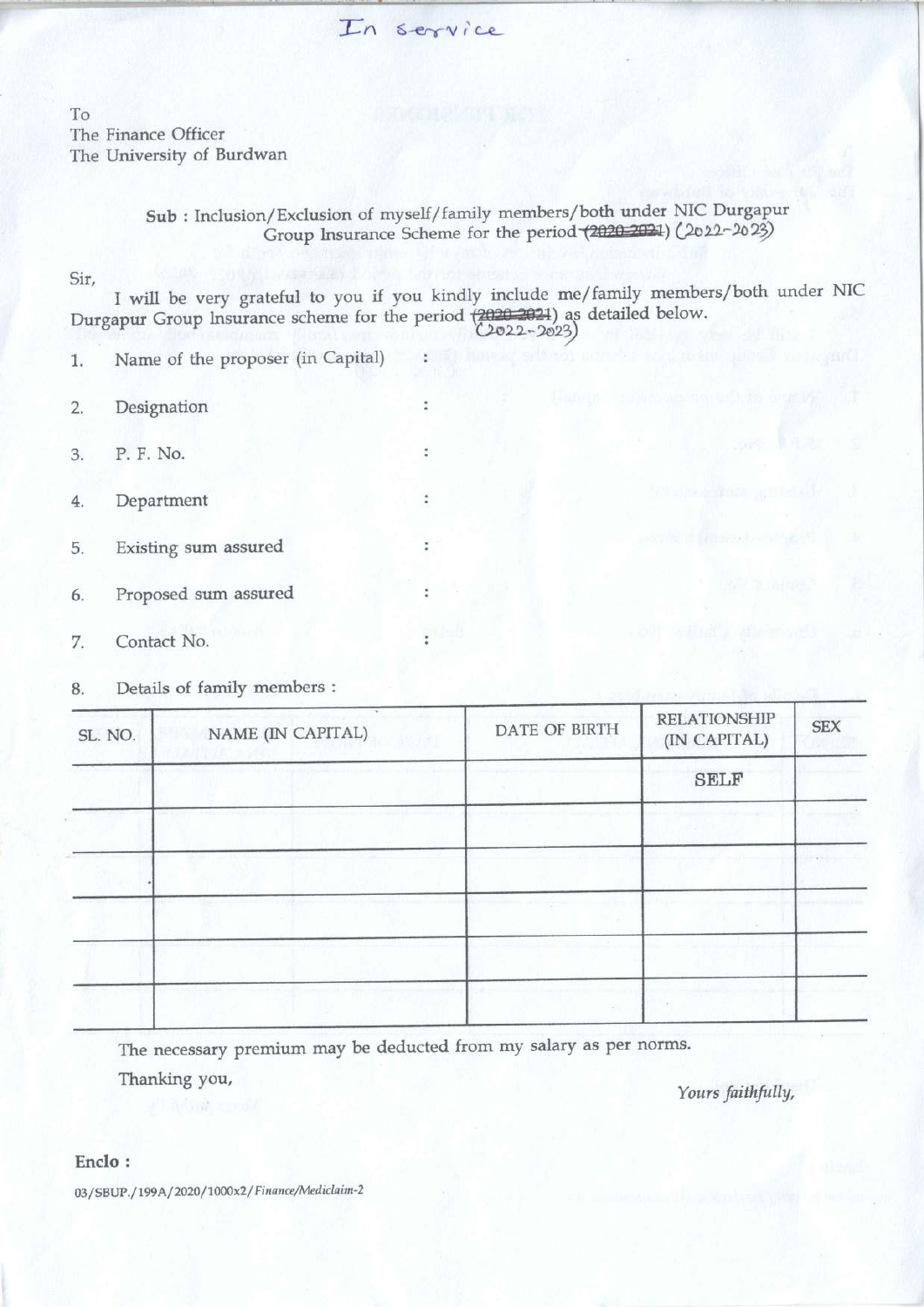In service

To
The Finance Officer
The University of Burdwan

**Sub** : Inclusion/Exclusion of myself/family members/both under NIC Durgapur Group Insurance Scheme for the period ~~(2020-2021)~~ (2022-2023)

Sir,

I will be very grateful to you if you kindly include me/family members/both under NIC Durgapur Group Insurance scheme for the period ~~(2020-2021)~~ (2022-2023) as detailed below.

1. Name of the proposer (in Capital) :
2. Designation :
3. P. F. No. :
4. Department :
5. Existing sum assured :
6. Proposed sum assured :
7. Contact No. :
8. Details of family members :

| SL. NO. | NAME (IN CAPITAL) | DATE OF BIRTH | RELATIONSHIP (IN CAPITAL) | SEX |
|---|---|---|---|---|
| | | | SELF | |
| | | | | |
| | | | | |
| | | | | |
| | | | | |

The necessary premium may be deducted from my salary as per norms.

Thanking you,

*Yours faithfully,*

**Enclo :**

03/SBUP./199A/2020/1000x2/*Finance/Mediclaim-2*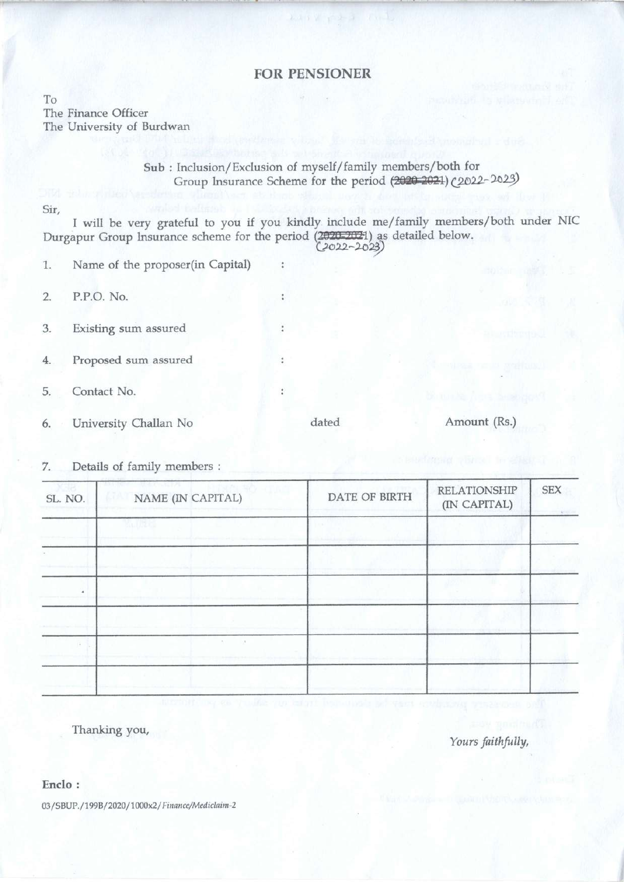## FOR PENSIONER

To
The Finance Officer
The University of Burdwan

**Sub :** Inclusion/Exclusion of myself/family members/both for Group Insurance Scheme for the period ~~(2020-2021)~~ (2022-2023)

Sir,

I will be very grateful to you if you kindly include me/family members/both under NIC Durgapur Group Insurance scheme for the period (~~2020-2021~~) (2022-2023) as detailed below.

1. Name of the proposer(in Capital) :
2. P.P.O. No. :
3. Existing sum assured :
4. Proposed sum assured :
5. Contact No. :
6. University Challan No dated Amount (Rs.)
7. Details of family members :

| SL. NO. | NAME (IN CAPITAL) | DATE OF BIRTH | RELATIONSHIP (IN CAPITAL) | SEX |
|---|---|---|---|---|
| | | | | |
| | | | | |
| | | | | |
| | | | | |
| | | | | |
| | | | | |

Thanking you,

*Yours faithfully,*

**Enclo :**

03/SBUP./199B/2020/1000x2/*Finance/Mediclaim-2*